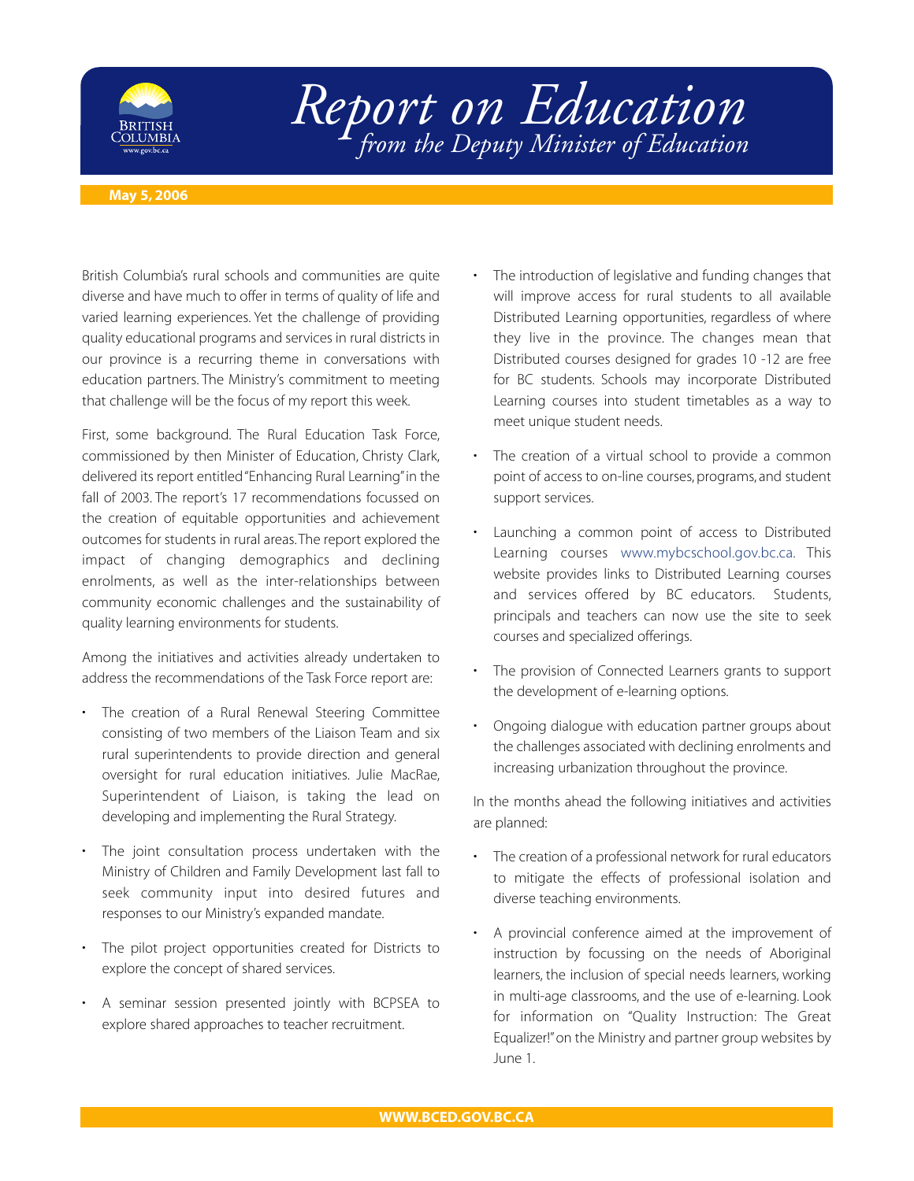# Report on Education

*from the Deputy Minister of Education*

**May 5, 2006**

British Columbia's rural schools and communities are quite diverse and have much to offer in terms of quality of life and varied learning experiences. Yet the challenge of providing quality educational programs and services in rural districts in our province is a recurring theme in conversations with education partners. The Ministry's commitment to meeting that challenge will be the focus of my report this week.

First, some background. The Rural Education Task Force, commissioned by then Minister of Education, Christy Clark, delivered its report entitled "Enhancing Rural Learning" in the fall of 2003. The report's 17 recommendations focussed on the creation of equitable opportunities and achievement outcomes for students in rural areas. The report explored the impact of changing demographics and declining enrolments, as well as the inter-relationships between community economic challenges and the sustainability of quality learning environments for students.

Among the initiatives and activities already undertaken to address the recommendations of the Task Force report are:

- The creation of a Rural Renewal Steering Committee consisting of two members of the Liaison Team and six rural superintendents to provide direction and general oversight for rural education initiatives. Julie MacRae, Superintendent of Liaison, is taking the lead on developing and implementing the Rural Strategy.
- The joint consultation process undertaken with the Ministry of Children and Family Development last fall to seek community input into desired futures and responses to our Ministry's expanded mandate.
- The pilot project opportunities created for Districts to explore the concept of shared services.
- A seminar session presented jointly with BCPSEA to explore shared approaches to teacher recruitment.
- The introduction of legislative and funding changes that will improve access for rural students to all available Distributed Learning opportunities, regardless of where they live in the province. The changes mean that Distributed courses designed for grades 10 -12 are free for BC students. Schools may incorporate Distributed Learning courses into student timetables as a way to meet unique student needs.
- The creation of a virtual school to provide a common point of access to on-line courses, programs, and student support services.
- Launching a common point of access to Distributed Learning courses www.mybcschool.gov.bc.ca. This website provides links to Distributed Learning courses and services offered by BC educators. Students, principals and teachers can now use the site to seek courses and specialized offerings.
- The provision of Connected Learners grants to support the development of e-learning options.
- Ongoing dialogue with education partner groups about the challenges associated with declining enrolments and increasing urbanization throughout the province.

In the months ahead the following initiatives and activities are planned:

- The creation of a professional network for rural educators to mitigate the effects of professional isolation and diverse teaching environments.
- A provincial conference aimed at the improvement of instruction by focussing on the needs of Aboriginal learners, the inclusion of special needs learners, working in multi-age classrooms, and the use of e-learning. Look for information on "Quality Instruction: The Great Equalizer!" on the Ministry and partner group websites by June 1.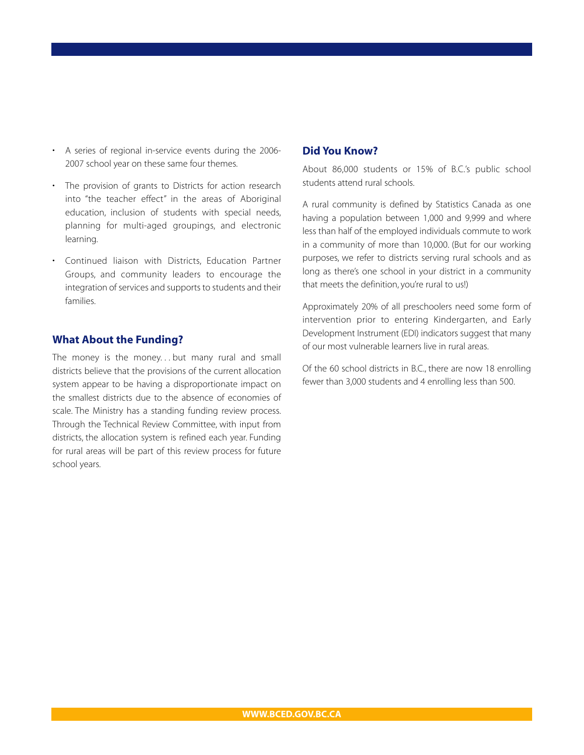- A series of regional in-service events during the 2006-2007 school year on these same four themes.
- The provision of grants to Districts for action research into "the teacher effect" in the areas of Aboriginal education, inclusion of students with special needs, planning for multi-aged groupings, and electronic learning.
- Continued liaison with Districts, Education Partner Groups, and community leaders to encourage the integration of services and supports to students and their families.

## What About the Funding?

The money is the money. . . but many rural and small districts believe that the provisions of the current allocation system appear to be having a disproportionate impact on the smallest districts due to the absence of economies of scale. The Ministry has a standing funding review process. Through the Technical Review Committee, with input from districts, the allocation system is refined each year. Funding for rural areas will be part of this review process for future school years.

## Did You Know?

About 86,000 students or 15% of B.C.'s public school students attend rural schools.

A rural community is defined by Statistics Canada as one having a population between 1,000 and 9,999 and where less than half of the employed individuals commute to work in a community of more than 10,000. (But for our working purposes, we refer to districts serving rural schools and as long as there's one school in your district in a community that meets the definition, you're rural to us!)

Approximately 20% of all preschoolers need some form of intervention prior to entering Kindergarten, and Early Development Instrument (EDI) indicators suggest that many of our most vulnerable learners live in rural areas.

Of the 60 school districts in B.C., there are now 18 enrolling fewer than 3,000 students and 4 enrolling less than 500.

WWW.BCED.GOV.BC.CA